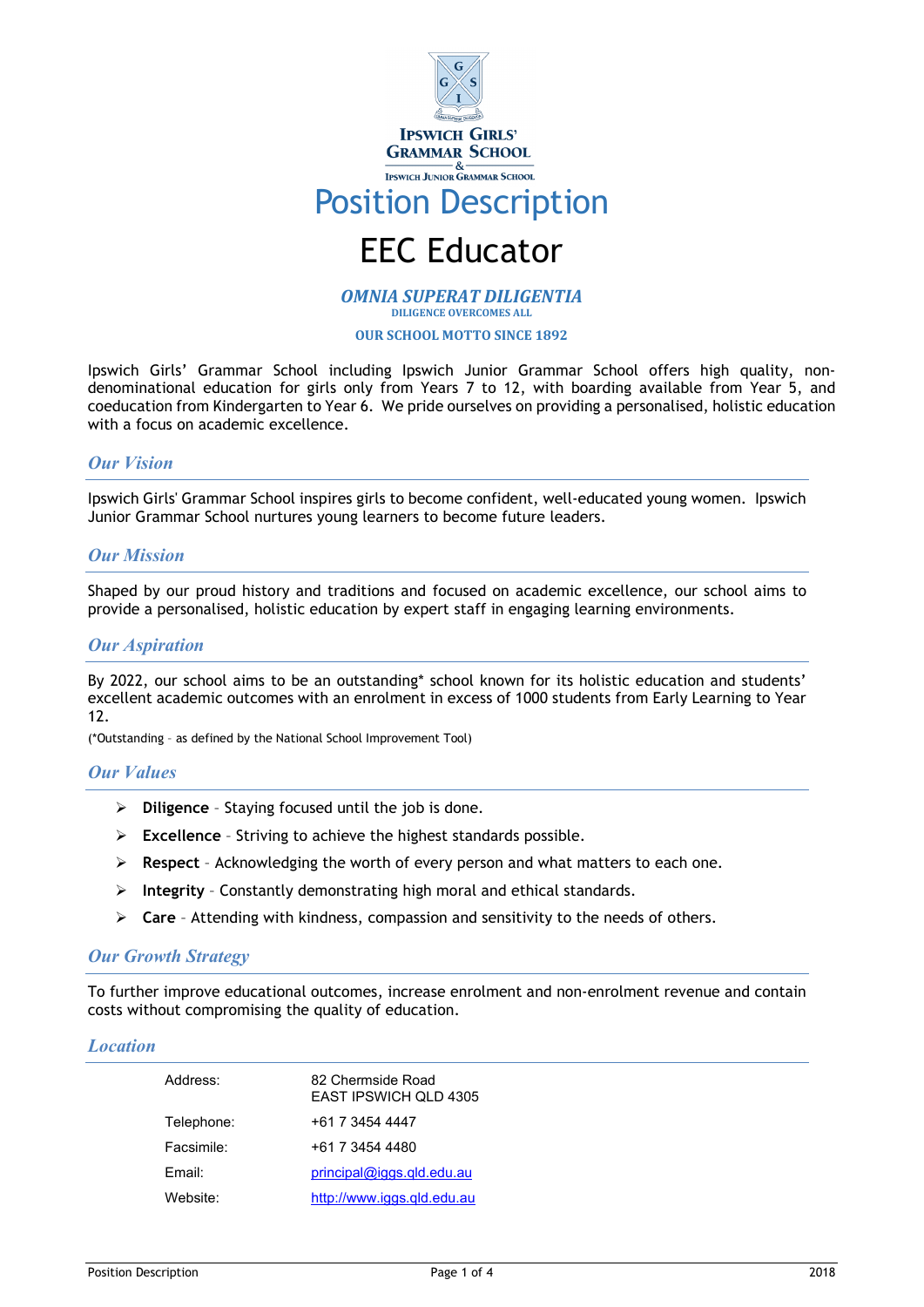Ipswich Girls' Grammar School
&
Ipswich Junior Grammar School

# Position Description

# EEC Educator

***OMNIA SUPERAT DILIGENTIA***
**DILIGENCE OVERCOMES ALL**

**OUR SCHOOL MOTTO SINCE 1892**

Ipswich Girls' Grammar School including Ipswich Junior Grammar School offers high quality, non-denominational education for girls only from Years 7 to 12, with boarding available from Year 5, and coeducation from Kindergarten to Year 6. We pride ourselves on providing a personalised, holistic education with a focus on academic excellence.

## *Our Vision*

Ipswich Girls' Grammar School inspires girls to become confident, well-educated young women. Ipswich Junior Grammar School nurtures young learners to become future leaders.

## *Our Mission*

Shaped by our proud history and traditions and focused on academic excellence, our school aims to provide a personalised, holistic education by expert staff in engaging learning environments.

## *Our Aspiration*

By 2022, our school aims to be an outstanding* school known for its holistic education and students' excellent academic outcomes with an enrolment in excess of 1000 students from Early Learning to Year 12.

(*Outstanding – as defined by the National School Improvement Tool)

## *Our Values*

- **Diligence** – Staying focused until the job is done.
- **Excellence** – Striving to achieve the highest standards possible.
- **Respect** – Acknowledging the worth of every person and what matters to each one.
- **Integrity** – Constantly demonstrating high moral and ethical standards.
- **Care** – Attending with kindness, compassion and sensitivity to the needs of others.

## *Our Growth Strategy*

To further improve educational outcomes, increase enrolment and non-enrolment revenue and contain costs without compromising the quality of education.

## *Location*

| | |
|---|---|
| Address: | 82 Chermside Road<br>EAST IPSWICH QLD 4305 |
| Telephone: | +61 7 3454 4447 |
| Facsimile: | +61 7 3454 4480 |
| Email: | principal@iggs.qld.edu.au |
| Website: | http://www.iggs.qld.edu.au |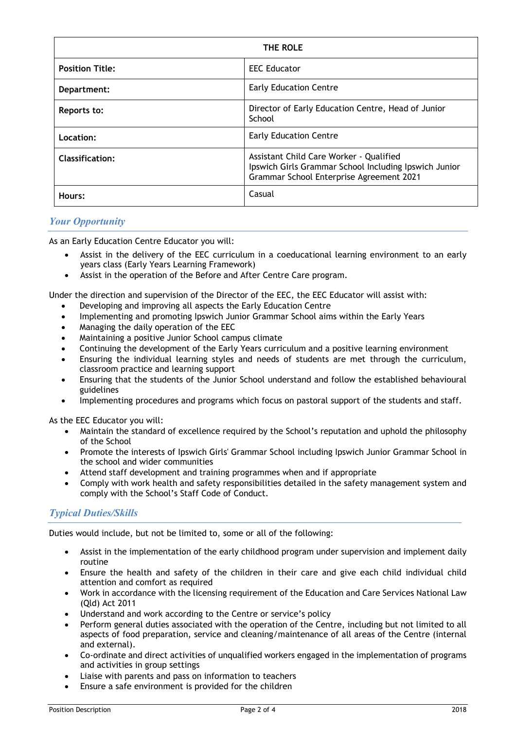| THE ROLE | |
|---|---|
| **Position Title:** | EEC Educator |
| **Department:** | Early Education Centre |
| **Reports to:** | Director of Early Education Centre, Head of Junior School |
| **Location:** | Early Education Centre |
| **Classification:** | Assistant Child Care Worker - Qualified<br>Ipswich Girls Grammar School Including Ipswich Junior Grammar School Enterprise Agreement 2021 |
| **Hours:** | Casual |

## *Your Opportunity*

As an Early Education Centre Educator you will:

- Assist in the delivery of the EEC curriculum in a coeducational learning environment to an early years class (Early Years Learning Framework)
- Assist in the operation of the Before and After Centre Care program.

Under the direction and supervision of the Director of the EEC, the EEC Educator will assist with:

- Developing and improving all aspects the Early Education Centre
- Implementing and promoting Ipswich Junior Grammar School aims within the Early Years
- Managing the daily operation of the EEC
- Maintaining a positive Junior School campus climate
- Continuing the development of the Early Years curriculum and a positive learning environment
- Ensuring the individual learning styles and needs of students are met through the curriculum, classroom practice and learning support
- Ensuring that the students of the Junior School understand and follow the established behavioural guidelines
- Implementing procedures and programs which focus on pastoral support of the students and staff.

As the EEC Educator you will:

- Maintain the standard of excellence required by the School's reputation and uphold the philosophy of the School
- Promote the interests of Ipswich Girls' Grammar School including Ipswich Junior Grammar School in the school and wider communities
- Attend staff development and training programmes when and if appropriate
- Comply with work health and safety responsibilities detailed in the safety management system and comply with the School's Staff Code of Conduct.

## *Typical Duties/Skills*

Duties would include, but not be limited to, some or all of the following:

- Assist in the implementation of the early childhood program under supervision and implement daily routine
- Ensure the health and safety of the children in their care and give each child individual child attention and comfort as required
- Work in accordance with the licensing requirement of the Education and Care Services National Law (Qld) Act 2011
- Understand and work according to the Centre or service's policy
- Perform general duties associated with the operation of the Centre, including but not limited to all aspects of food preparation, service and cleaning/maintenance of all areas of the Centre (internal and external).
- Co-ordinate and direct activities of unqualified workers engaged in the implementation of programs and activities in group settings
- Liaise with parents and pass on information to teachers
- Ensure a safe environment is provided for the children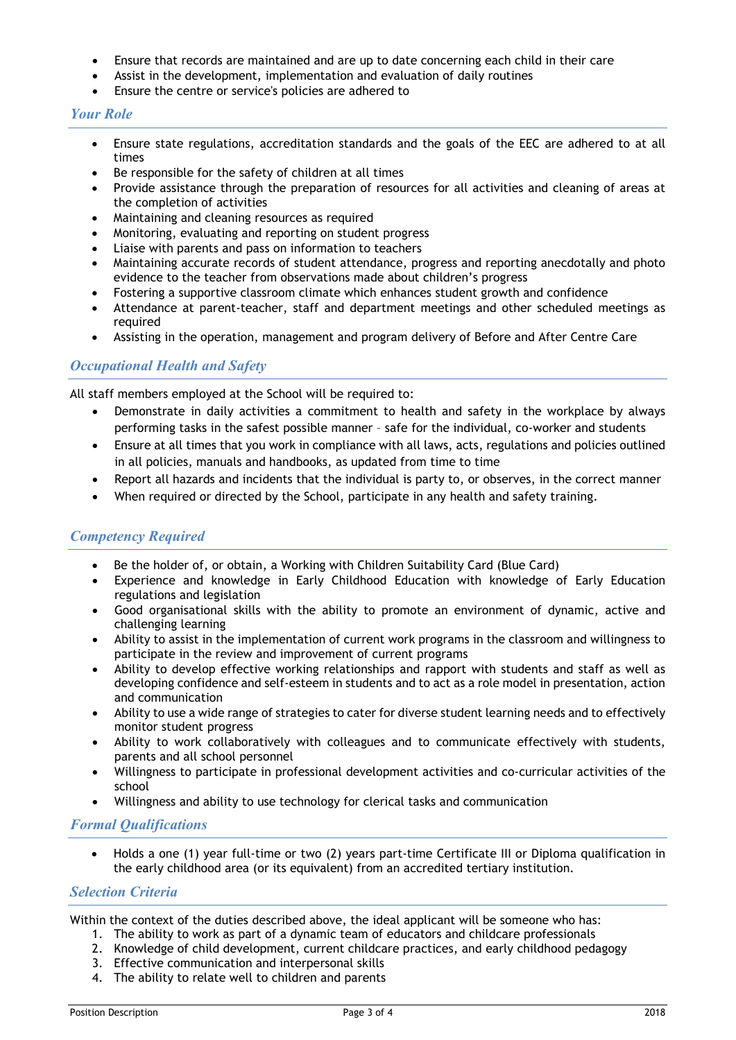- Ensure that records are maintained and are up to date concerning each child in their care
- Assist in the development, implementation and evaluation of daily routines
- Ensure the centre or service's policies are adhered to

## *Your Role*

- Ensure state regulations, accreditation standards and the goals of the EEC are adhered to at all times
- Be responsible for the safety of children at all times
- Provide assistance through the preparation of resources for all activities and cleaning of areas at the completion of activities
- Maintaining and cleaning resources as required
- Monitoring, evaluating and reporting on student progress
- Liaise with parents and pass on information to teachers
- Maintaining accurate records of student attendance, progress and reporting anecdotally and photo evidence to the teacher from observations made about children's progress
- Fostering a supportive classroom climate which enhances student growth and confidence
- Attendance at parent-teacher, staff and department meetings and other scheduled meetings as required
- Assisting in the operation, management and program delivery of Before and After Centre Care

## *Occupational Health and Safety*

All staff members employed at the School will be required to:

- Demonstrate in daily activities a commitment to health and safety in the workplace by always performing tasks in the safest possible manner – safe for the individual, co-worker and students
- Ensure at all times that you work in compliance with all laws, acts, regulations and policies outlined in all policies, manuals and handbooks, as updated from time to time
- Report all hazards and incidents that the individual is party to, or observes, in the correct manner
- When required or directed by the School, participate in any health and safety training.

## *Competency Required*

- Be the holder of, or obtain, a Working with Children Suitability Card (Blue Card)
- Experience and knowledge in Early Childhood Education with knowledge of Early Education regulations and legislation
- Good organisational skills with the ability to promote an environment of dynamic, active and challenging learning
- Ability to assist in the implementation of current work programs in the classroom and willingness to participate in the review and improvement of current programs
- Ability to develop effective working relationships and rapport with students and staff as well as developing confidence and self-esteem in students and to act as a role model in presentation, action and communication
- Ability to use a wide range of strategies to cater for diverse student learning needs and to effectively monitor student progress
- Ability to work collaboratively with colleagues and to communicate effectively with students, parents and all school personnel
- Willingness to participate in professional development activities and co-curricular activities of the school
- Willingness and ability to use technology for clerical tasks and communication

## *Formal Qualifications*

- Holds a one (1) year full-time or two (2) years part-time Certificate III or Diploma qualification in the early childhood area (or its equivalent) from an accredited tertiary institution.

## *Selection Criteria*

Within the context of the duties described above, the ideal applicant will be someone who has:

1. The ability to work as part of a dynamic team of educators and childcare professionals
2. Knowledge of child development, current childcare practices, and early childhood pedagogy
3. Effective communication and interpersonal skills
4. The ability to relate well to children and parents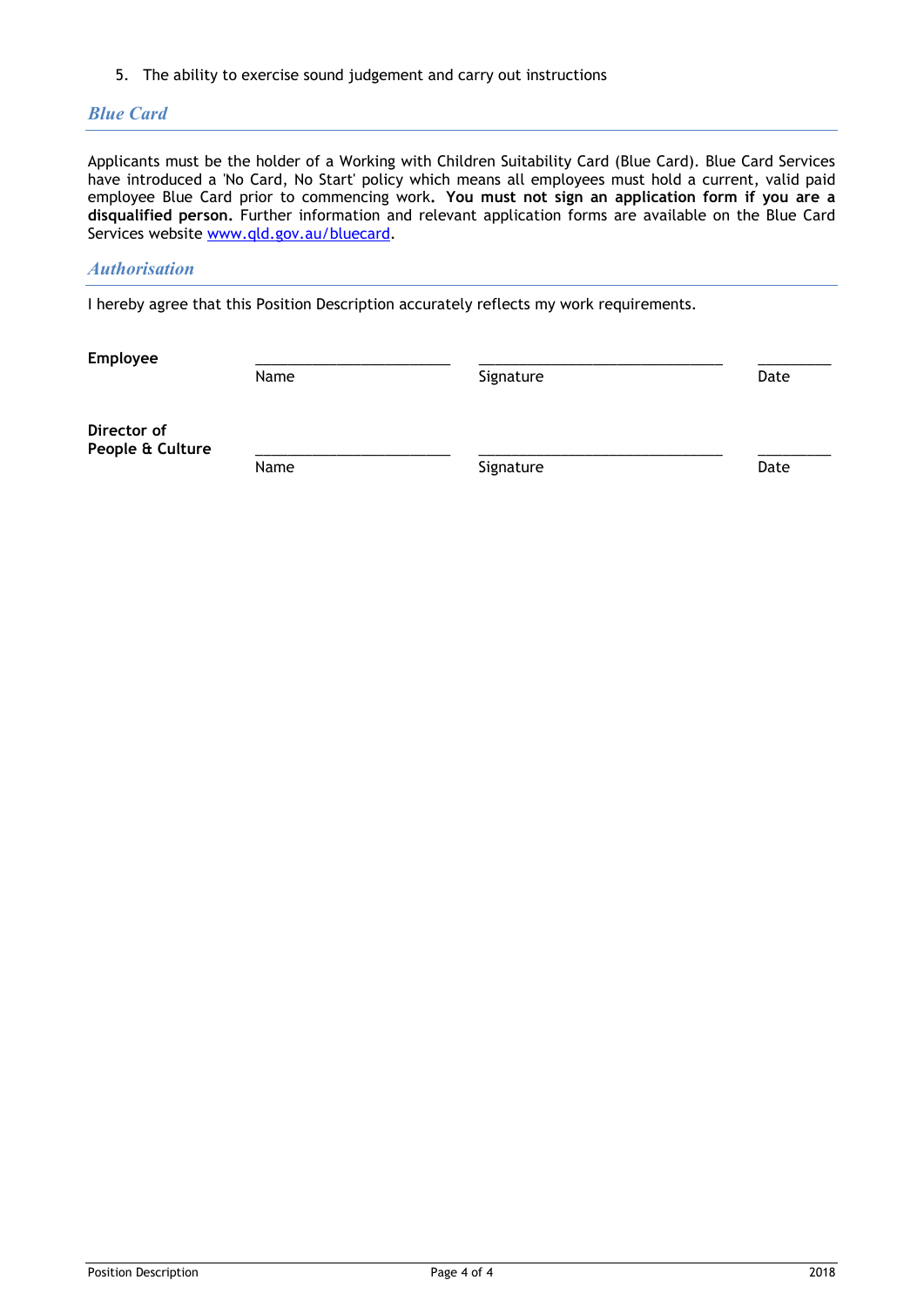5. The ability to exercise sound judgement and carry out instructions

## Blue Card

Applicants must be the holder of a Working with Children Suitability Card (Blue Card). Blue Card Services have introduced a 'No Card, No Start' policy which means all employees must hold a current, valid paid employee Blue Card prior to commencing work**. You must not sign an application form if you are a disqualified person.** Further information and relevant application forms are available on the Blue Card Services website [www.qld.gov.au/bluecard](http://www.qld.gov.au/bluecard).

## Authorisation

I hereby agree that this Position Description accurately reflects my work requirements.

| | | | |
|---|---|---|---|
| **Employee** | ________________________ Name | ______________________________ Signature | _________ Date |
| **Director of People & Culture** | ________________________ Name | ______________________________ Signature | _________ Date |